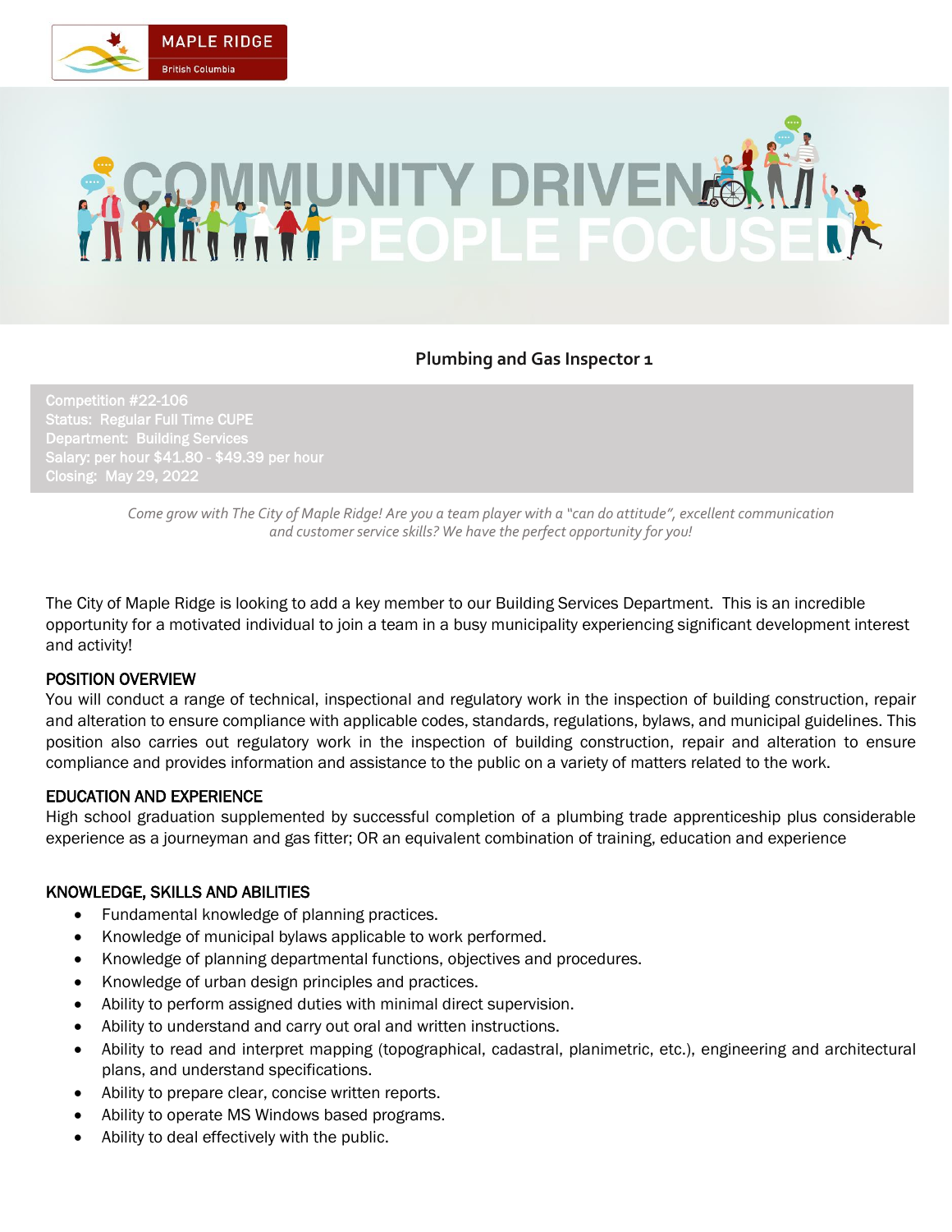MAPLE RIDGE

British Columbia

COMMUNITY DRIVEN PEOPLE FOCUSED

## Plumbing and Gas Inspector 1

Competition #22-106
Status: Regular Full Time CUPE
Department: Building Services
Salary: per hour $41.80 - $49.39 per hour
Closing: May 29, 2022

*Come grow with The City of Maple Ridge! Are you a team player with a "can do attitude", excellent communication and customer service skills? We have the perfect opportunity for you!*

The City of Maple Ridge is looking to add a key member to our Building Services Department. This is an incredible opportunity for a motivated individual to join a team in a busy municipality experiencing significant development interest and activity!

### POSITION OVERVIEW

You will conduct a range of technical, inspectional and regulatory work in the inspection of building construction, repair and alteration to ensure compliance with applicable codes, standards, regulations, bylaws, and municipal guidelines. This position also carries out regulatory work in the inspection of building construction, repair and alteration to ensure compliance and provides information and assistance to the public on a variety of matters related to the work.

### EDUCATION AND EXPERIENCE

High school graduation supplemented by successful completion of a plumbing trade apprenticeship plus considerable experience as a journeyman and gas fitter; OR an equivalent combination of training, education and experience

### KNOWLEDGE, SKILLS AND ABILITIES

- Fundamental knowledge of planning practices.
- Knowledge of municipal bylaws applicable to work performed.
- Knowledge of planning departmental functions, objectives and procedures.
- Knowledge of urban design principles and practices.
- Ability to perform assigned duties with minimal direct supervision.
- Ability to understand and carry out oral and written instructions.
- Ability to read and interpret mapping (topographical, cadastral, planimetric, etc.), engineering and architectural plans, and understand specifications.
- Ability to prepare clear, concise written reports.
- Ability to operate MS Windows based programs.
- Ability to deal effectively with the public.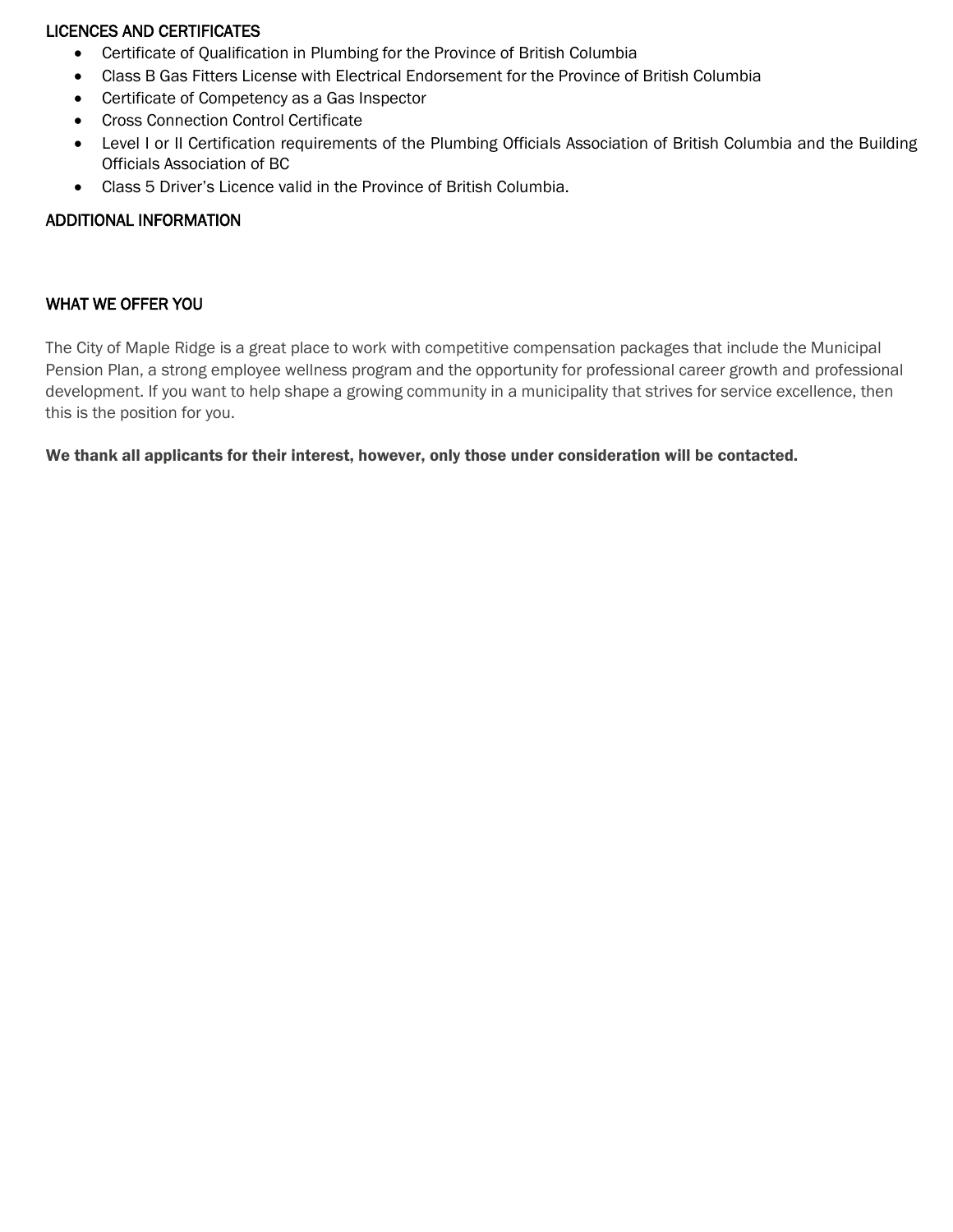## LICENCES AND CERTIFICATES

- Certificate of Qualification in Plumbing for the Province of British Columbia
- Class B Gas Fitters License with Electrical Endorsement for the Province of British Columbia
- Certificate of Competency as a Gas Inspector
- Cross Connection Control Certificate
- Level I or II Certification requirements of the Plumbing Officials Association of British Columbia and the Building Officials Association of BC
- Class 5 Driver's Licence valid in the Province of British Columbia.

## ADDITIONAL INFORMATION

## WHAT WE OFFER YOU

The City of Maple Ridge is a great place to work with competitive compensation packages that include the Municipal Pension Plan, a strong employee wellness program and the opportunity for professional career growth and professional development. If you want to help shape a growing community in a municipality that strives for service excellence, then this is the position for you.

**We thank all applicants for their interest, however, only those under consideration will be contacted.**